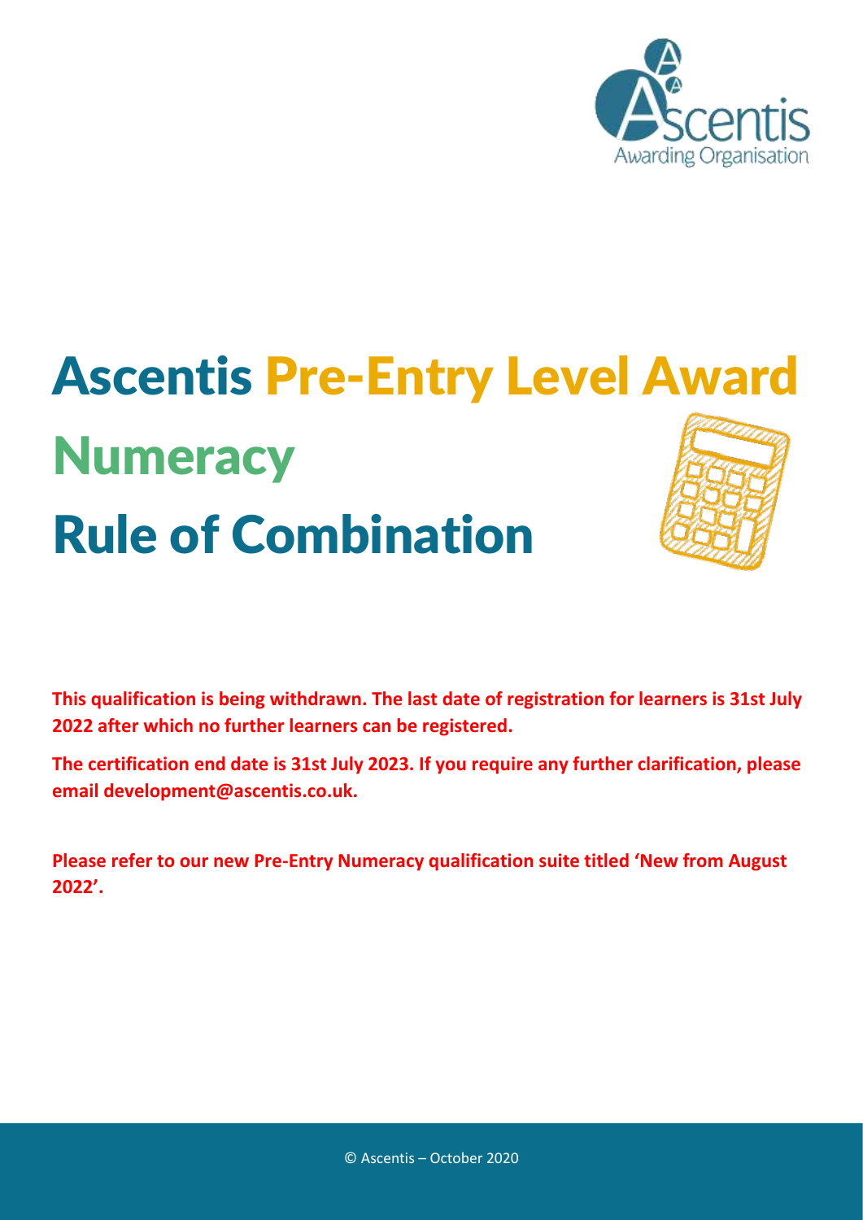# Ascentis Pre-Entry Level Award

# Numeracy

# Rule of Combination

**This qualification is being withdrawn. The last date of registration for learners is 31st July 2022 after which no further learners can be registered.**

**The certification end date is 31st July 2023. If you require any further clarification, please email development@ascentis.co.uk.**

**Please refer to our new Pre-Entry Numeracy qualification suite titled 'New from August 2022'.**

© Ascentis – October 2020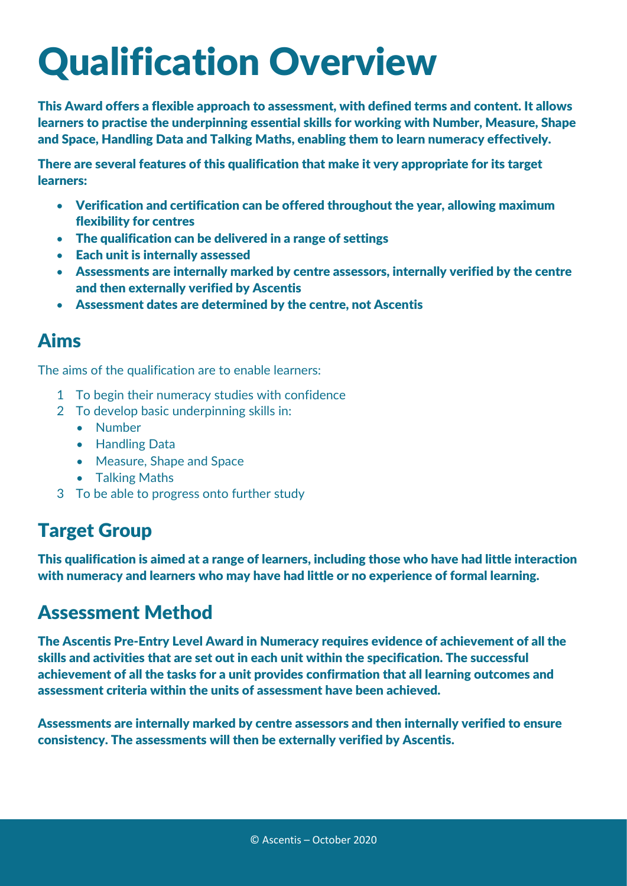# Qualification Overview

**This Award offers a flexible approach to assessment, with defined terms and content. It allows learners to practise the underpinning essential skills for working with Number, Measure, Shape and Space, Handling Data and Talking Maths, enabling them to learn numeracy effectively.**

**There are several features of this qualification that make it very appropriate for its target learners:**

- **Verification and certification can be offered throughout the year, allowing maximum flexibility for centres**
- **The qualification can be delivered in a range of settings**
- **Each unit is internally assessed**
- **Assessments are internally marked by centre assessors, internally verified by the centre and then externally verified by Ascentis**
- **Assessment dates are determined by the centre, not Ascentis**

## Aims

The aims of the qualification are to enable learners:

1. To begin their numeracy studies with confidence
2. To develop basic underpinning skills in:
   - Number
   - Handling Data
   - Measure, Shape and Space
   - Talking Maths
3. To be able to progress onto further study

## Target Group

**This qualification is aimed at a range of learners, including those who have had little interaction with numeracy and learners who may have had little or no experience of formal learning.**

## Assessment Method

**The Ascentis Pre-Entry Level Award in Numeracy requires evidence of achievement of all the skills and activities that are set out in each unit within the specification. The successful achievement of all the tasks for a unit provides confirmation that all learning outcomes and assessment criteria within the units of assessment have been achieved.**

**Assessments are internally marked by centre assessors and then internally verified to ensure consistency. The assessments will then be externally verified by Ascentis.**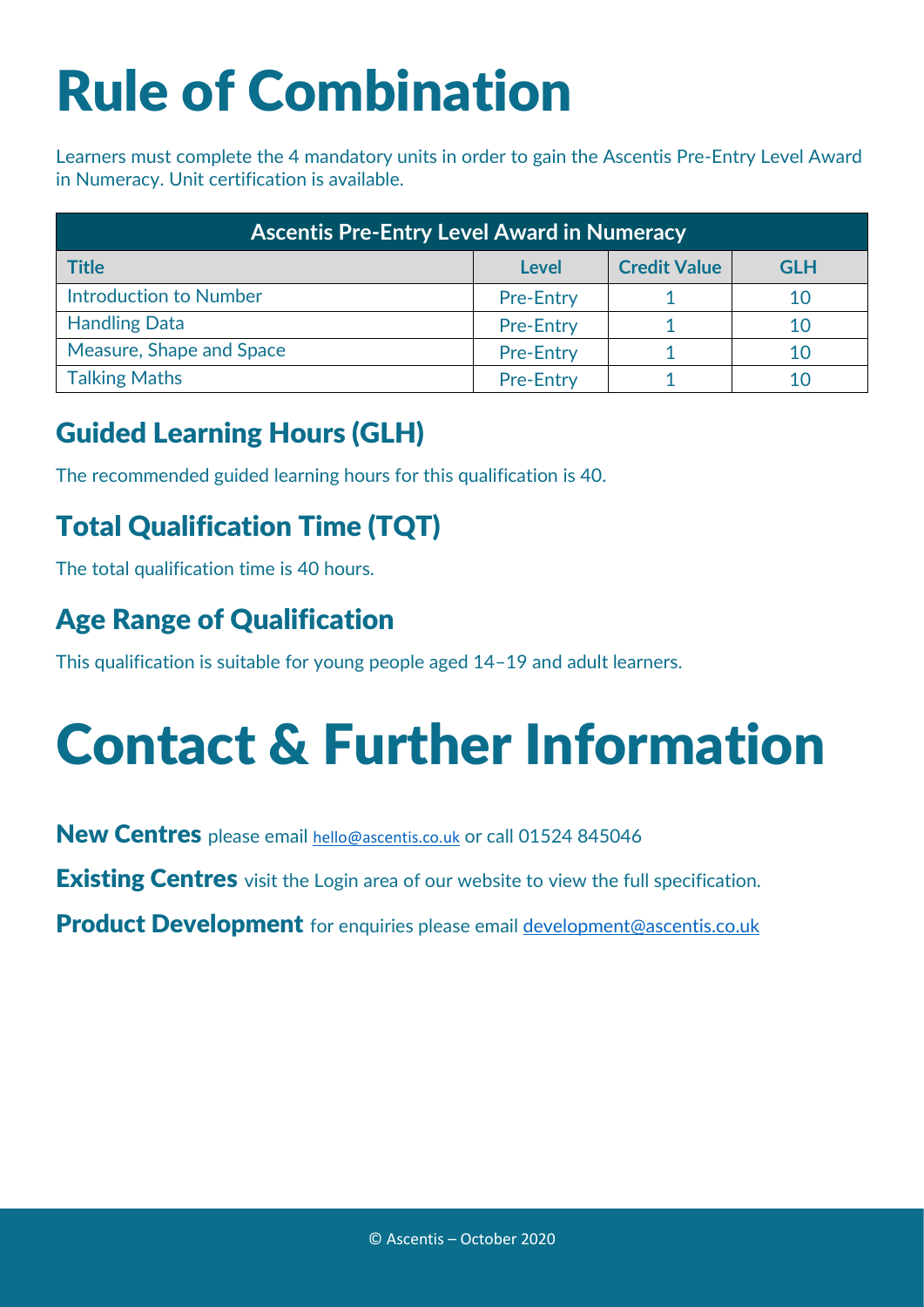# Rule of Combination

Learners must complete the 4 mandatory units in order to gain the Ascentis Pre-Entry Level Award in Numeracy. Unit certification is available.

| Ascentis Pre-Entry Level Award in Numeracy | | | |
|---|---|---|---|
| **Title** | **Level** | **Credit Value** | **GLH** |
| Introduction to Number | Pre-Entry | 1 | 10 |
| Handling Data | Pre-Entry | 1 | 10 |
| Measure, Shape and Space | Pre-Entry | 1 | 10 |
| Talking Maths | Pre-Entry | 1 | 10 |

## Guided Learning Hours (GLH)

The recommended guided learning hours for this qualification is 40.

## Total Qualification Time (TQT)

The total qualification time is 40 hours.

## Age Range of Qualification

This qualification is suitable for young people aged 14–19 and adult learners.

# Contact & Further Information

**New Centres** please email hello@ascentis.co.uk or call 01524 845046

**Existing Centres** visit the Login area of our website to view the full specification.

**Product Development** for enquiries please email development@ascentis.co.uk

© Ascentis – October 2020